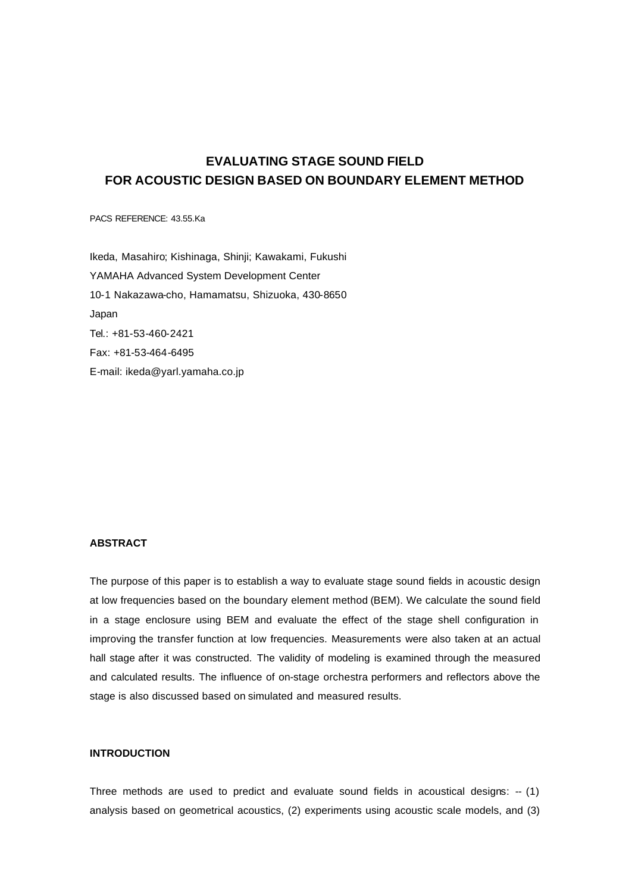# EVALUATING STAGE SOUND FIELD FOR ACOUSTIC DESIGN BASED ON BOUNDARY ELEMENT METHOD

PACS REFERENCE: 43.55.Ka

Ikeda, Masahiro; Kishinaga, Shinji; Kawakami, Fukushi
YAMAHA Advanced System Development Center
10-1 Nakazawa-cho, Hamamatsu, Shizuoka, 430-8650
Japan
Tel.: +81-53-460-2421
Fax: +81-53-464-6495
E-mail: ikeda@yarl.yamaha.co.jp

## ABSTRACT

The purpose of this paper is to establish a way to evaluate stage sound fields in acoustic design at low frequencies based on the boundary element method (BEM). We calculate the sound field in a stage enclosure using BEM and evaluate the effect of the stage shell configuration in improving the transfer function at low frequencies. Measurements were also taken at an actual hall stage after it was constructed. The validity of modeling is examined through the measured and calculated results. The influence of on-stage orchestra performers and reflectors above the stage is also discussed based on simulated and measured results.

## INTRODUCTION

Three methods are used to predict and evaluate sound fields in acoustical designs: -- (1) analysis based on geometrical acoustics, (2) experiments using acoustic scale models, and (3)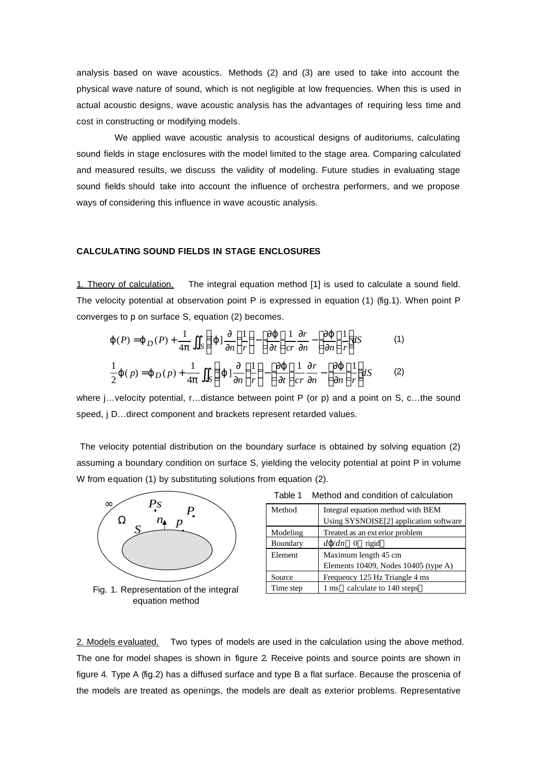analysis based on wave acoustics. Methods (2) and (3) are used to take into account the physical wave nature of sound, which is not negligible at low frequencies. When this is used in actual acoustic designs, wave acoustic analysis has the advantages of requiring less time and cost in constructing or modifying models.

We applied wave acoustic analysis to acoustical designs of auditoriums, calculating sound fields in stage enclosures with the model limited to the stage area. Comparing calculated and measured results, we discuss the validity of modeling. Future studies in evaluating stage sound fields should take into account the influence of orchestra performers, and we propose ways of considering this influence in wave acoustic analysis.

**CALCULATING SOUND FIELDS IN STAGE ENCLOSURES**

1. Theory of calculation. The integral equation method [1] is used to calculate a sound field. The velocity potential at observation point P is expressed in equation (1) (fig.1). When point P converges to p on surface S, equation (2) becomes.

$$\varphi(P) = \varphi_D(P) + \frac{1}{4\pi}\iint_S \left\{[\varphi]\frac{\partial}{\partial n}\left(\frac{1}{r}\right) - \left[\frac{\partial \varphi}{\partial t}\right]\frac{1}{cr}\frac{\partial r}{\partial n} - \left[\frac{\partial \varphi}{\partial n}\right]\frac{1}{r}\right\}dS \qquad (1)$$

$$\frac{1}{2}\varphi(p) = \varphi_D(p) + \frac{1}{4\pi}\iint_S \left\{[\varphi]\frac{\partial}{\partial n}\left(\frac{1}{r}\right) - \left[\frac{\partial \varphi}{\partial t}\right]\frac{1}{cr}\frac{\partial r}{\partial n} - \left[\frac{\partial \varphi}{\partial n}\right]\frac{1}{r}\right\}dS \qquad (2)$$

where $\varphi$…velocity potential, r…distance between point P (or p) and a point on S, c…the sound speed, $\varphi_D$…direct component and brackets represent retarded values.

The velocity potential distribution on the boundary surface is obtained by solving equation (2) assuming a boundary condition on surface S, yielding the velocity potential at point P in volume W from equation (1) by substituting solutions from equation (2).

Fig. 1. Representation of the integral equation method

Table 1 Method and condition of calculation

| | |
|---|---|
| Method | Integral equation method with BEM<br>Using SYSNOISE[2] application software |
| Modeling | Treated as an exterior problem |
| Boundary | $d\varphi/dn = 0$ (rigid) |
| Element | Maximum length 45 cm<br>Elements 10409, Nodes 10405 (type A) |
| Source | Frequency 125 Hz Triangle 4 ms |
| Time step | 1 ms (calculate to 140 steps) |

2. Models evaluated. Two types of models are used in the calculation using the above method. The one for model shapes is shown in figure 2. Receive points and source points are shown in figure 4. Type A (fig.2) has a diffused surface and type B a flat surface. Because the proscenia of the models are treated as openings, the models are dealt as exterior problems. Representative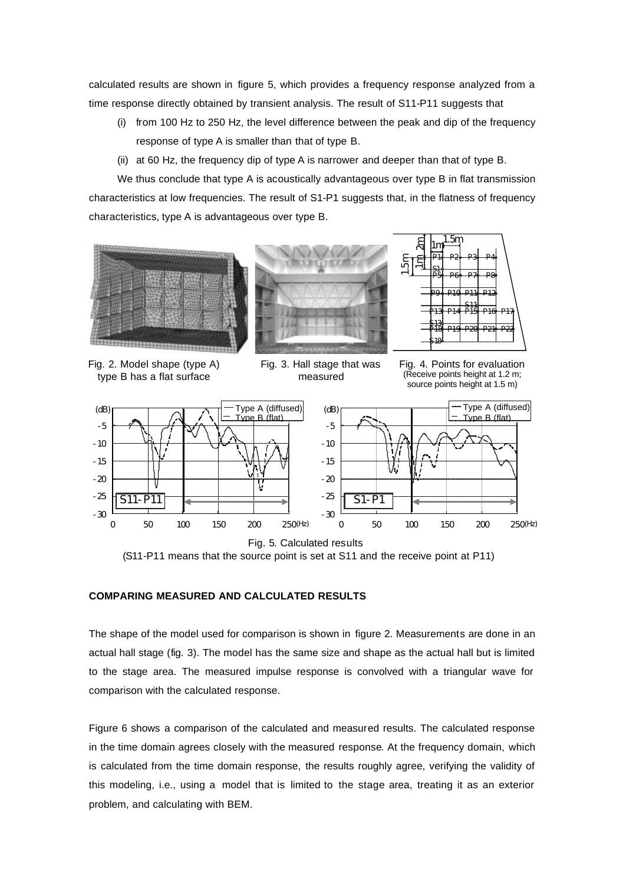calculated results are shown in figure 5, which provides a frequency response analyzed from a time response directly obtained by transient analysis. The result of S11-P11 suggests that

(i) from 100 Hz to 250 Hz, the level difference between the peak and dip of the frequency response of type A is smaller than that of type B.

(ii) at 60 Hz, the frequency dip of type A is narrower and deeper than that of type B.

We thus conclude that type A is acoustically advantageous over type B in flat transmission characteristics at low frequencies. The result of S1-P1 suggests that, in the flatness of frequency characteristics, type A is advantageous over type B.

Fig. 2. Model shape (type A) type B has a flat surface

Fig. 3. Hall stage that was measured

1.5m
2m
1m
1.5m
1m
P1 P2 P3 P4
S1
P5 P6 P7 P8
P9 P10 P11 P12
S11
P13 P14 P15 P16 P17
S13
P18 P19 P20 P21 P22
S18

Fig. 4. Points for evaluation (Receive points height at 1.2 m; source points height at 1.5 m)

(dB)
-5
-10
-15
-20
-25
-30
0 50 100 150 200 250(Hz)
Type A (diffused)
Type B (flat)
S11-P11

(dB)
-5
-10
-15
-20
-25
-30
0 50 100 150 200 250(Hz)
Type A (diffused)
Type B (flat)
S1-P1

Fig. 5. Calculated results
(S11-P11 means that the source point is set at S11 and the receive point at P11)

## COMPARING MEASURED AND CALCULATED RESULTS

The shape of the model used for comparison is shown in figure 2. Measurements are done in an actual hall stage (fig. 3). The model has the same size and shape as the actual hall but is limited to the stage area. The measured impulse response is convolved with a triangular wave for comparison with the calculated response.

Figure 6 shows a comparison of the calculated and measured results. The calculated response in the time domain agrees closely with the measured response. At the frequency domain, which is calculated from the time domain response, the results roughly agree, verifying the validity of this modeling, i.e., using a model that is limited to the stage area, treating it as an exterior problem, and calculating with BEM.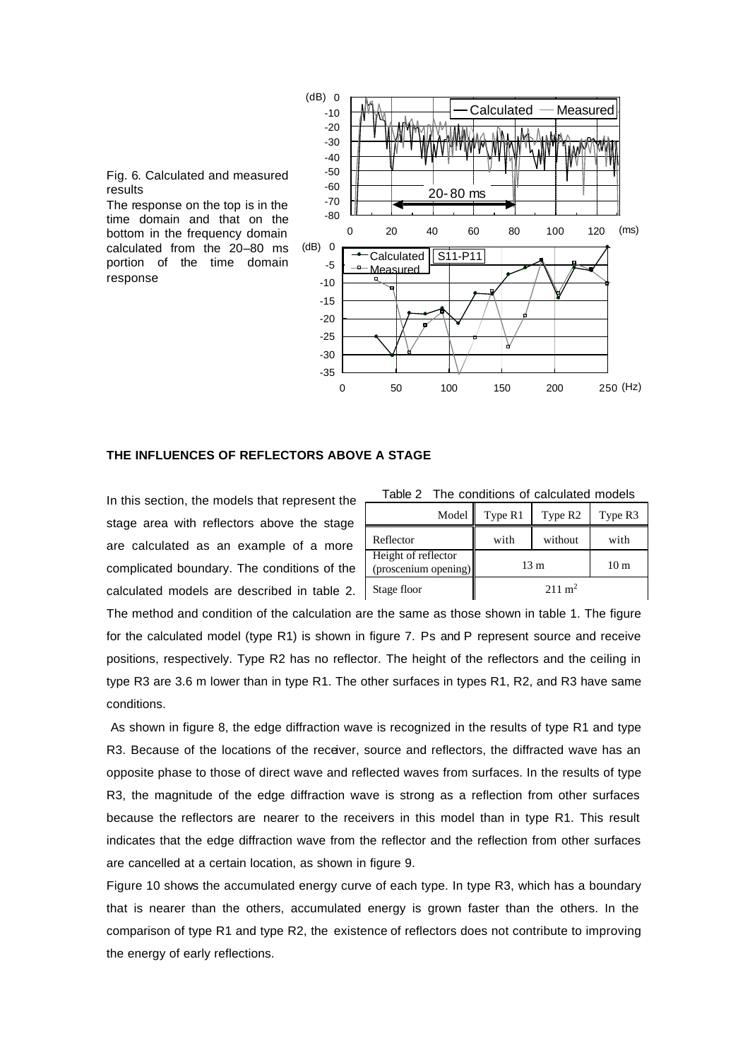Fig. 6. Calculated and measured results

The response on the top is in the time domain and that on the bottom in the frequency domain calculated from the 20–80 ms portion of the time domain response

(dB) 0
-10
-20
-30
-40
-50
-60
-70
-80
0 20 40 60 80 100 120 (ms)
Calculated
Measured
20-80 ms

(dB) 0
-5
-10
-15
-20
-25
-30
-35
0 50 100 150 200 250 (Hz)
Calculated
Measured
S11-P11

## THE INFLUENCES OF REFLECTORS ABOVE A STAGE

In this section, the models that represent the stage area with reflectors above the stage are calculated as an example of a more complicated boundary. The conditions of the calculated models are described in table 2.

Table 2 The conditions of calculated models

| Model | Type R1 | Type R2 | Type R3 |
|---|---|---|---|
| Reflector | with | without | with |
| Height of reflector (proscenium opening) | 13 m | | 10 m |
| Stage floor | 211 m$^2$ | | |

The method and condition of the calculation are the same as those shown in table 1. The figure for the calculated model (type R1) is shown in figure 7. Ps and P represent source and receive positions, respectively. Type R2 has no reflector. The height of the reflectors and the ceiling in type R3 are 3.6 m lower than in type R1. The other surfaces in types R1, R2, and R3 have same conditions.

As shown in figure 8, the edge diffraction wave is recognized in the results of type R1 and type R3. Because of the locations of the receiver, source and reflectors, the diffracted wave has an opposite phase to those of direct wave and reflected waves from surfaces. In the results of type R3, the magnitude of the edge diffraction wave is strong as a reflection from other surfaces because the reflectors are nearer to the receivers in this model than in type R1. This result indicates that the edge diffraction wave from the reflector and the reflection from other surfaces are cancelled at a certain location, as shown in figure 9.

Figure 10 shows the accumulated energy curve of each type. In type R3, which has a boundary that is nearer than the others, accumulated energy is grown faster than the others. In the comparison of type R1 and type R2, the existence of reflectors does not contribute to improving the energy of early reflections.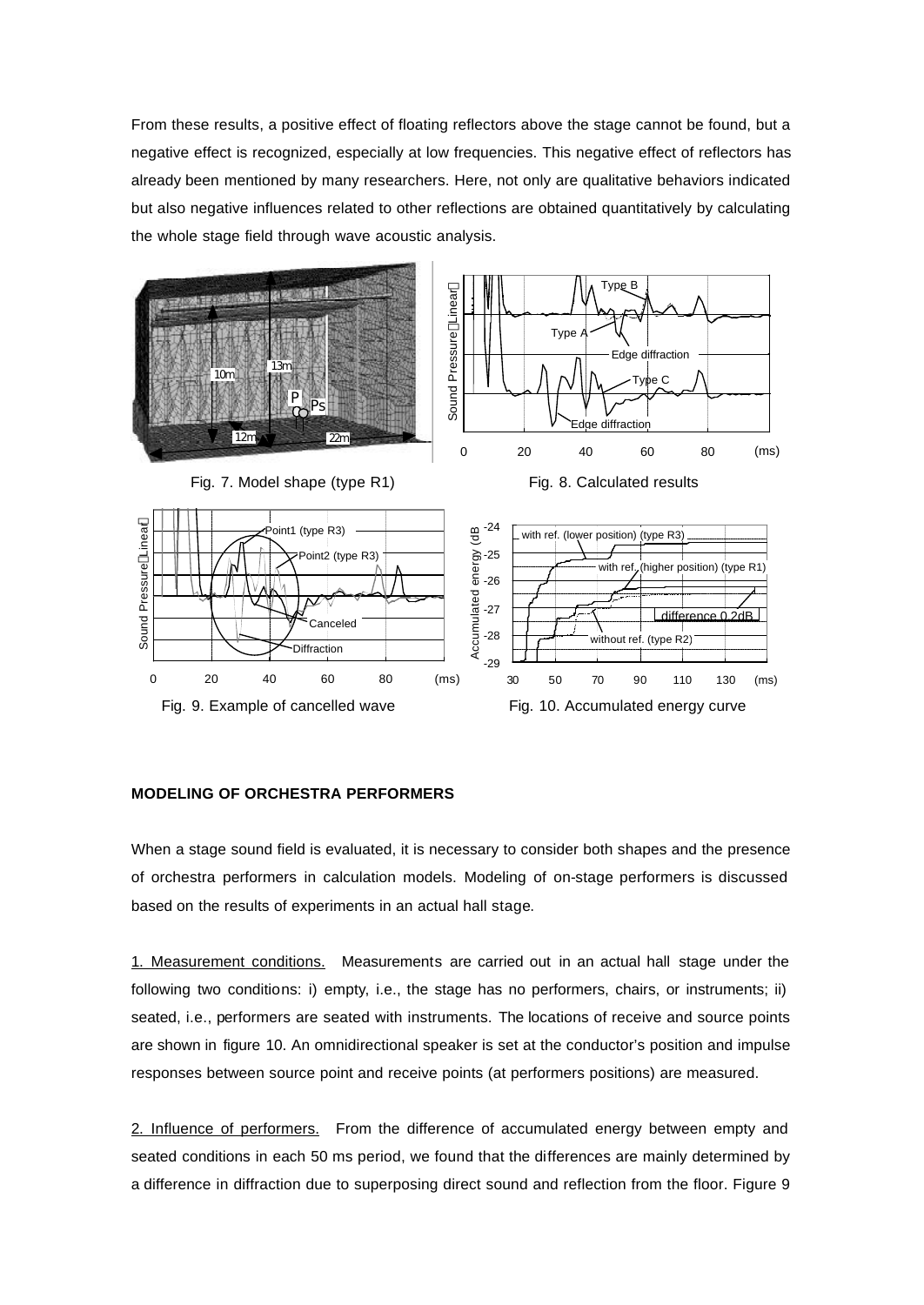From these results, a positive effect of floating reflectors above the stage cannot be found, but a negative effect is recognized, especially at low frequencies. This negative effect of reflectors has already been mentioned by many researchers. Here, not only are qualitative behaviors indicated but also negative influences related to other reflections are obtained quantitatively by calculating the whole stage field through wave acoustic analysis.

10m
13m
P
Ps
12m
22m

Fig. 7. Model shape (type R1)

Sound Pressure[Linear]
Type B
Type A
Edge diffraction
Type C
Edge diffraction
0 20 40 60 80 (ms)

Fig. 8. Calculated results

Sound Pressure[Linear]
Point1 (type R3)
Point2 (type R3)
Canceled
Diffraction
0 20 40 60 80 (ms)

Fig. 9. Example of cancelled wave

Accumulated energy (dB
-24 -25 -26 -27 -28 -29
with ref. (lower position) (type R3)
with ref. (higher position) (type R1)
difference 0.2dB
without ref. (type R2)
30 50 70 90 110 130 (ms)

Fig. 10. Accumulated energy curve

## MODELING OF ORCHESTRA PERFORMERS

When a stage sound field is evaluated, it is necessary to consider both shapes and the presence of orchestra performers in calculation models. Modeling of on-stage performers is discussed based on the results of experiments in an actual hall stage.

1. Measurement conditions. Measurements are carried out in an actual hall stage under the following two conditions: i) empty, i.e., the stage has no performers, chairs, or instruments; ii) seated, i.e., performers are seated with instruments. The locations of receive and source points are shown in figure 10. An omnidirectional speaker is set at the conductor's position and impulse responses between source point and receive points (at performers positions) are measured.

2. Influence of performers. From the difference of accumulated energy between empty and seated conditions in each 50 ms period, we found that the differences are mainly determined by a difference in diffraction due to superposing direct sound and reflection from the floor. Figure 9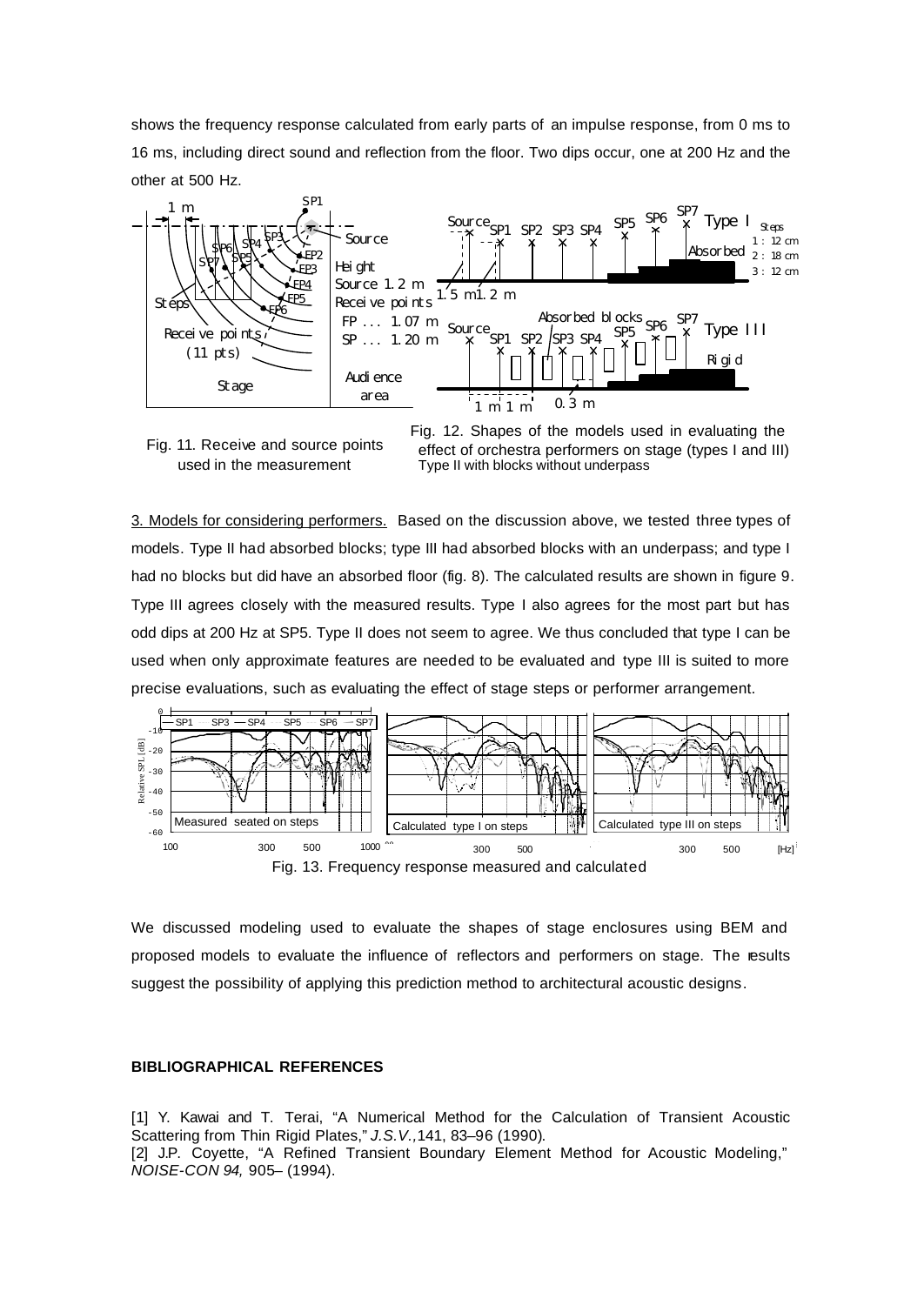shows the frequency response calculated from early parts of an impulse response, from 0 ms to 16 ms, including direct sound and reflection from the floor. Two dips occur, one at 200 Hz and the other at 500 Hz.

1 m
SP1
Source
SP2 SP3 SP4
SP5 SP6 SP7
FP2 FP3 FP4 FP5 FP6
Steps
Receive points (11 pts)
Stage
Height
Source 1.2 m
Receive points
FP ... 1.07 m
SP ... 1.20 m
Audience area

Fig. 11. Receive and source points used in the measurement

Source SP1 SP2 SP3 SP4 SP5 SP6 SP7 Type I
Steps
1 : 12 cm
2 : 18 cm
3 : 12 cm
Absorbed
1.5 m 1.2 m
Absorbed blocks
Source SP1 SP2 SP3 SP4 SP5 SP6 SP7 Type III
Rigid
1 m 1 m 0.3 m

Fig. 12. Shapes of the models used in evaluating the effect of orchestra performers on stage (types I and III)
Type II with blocks without underpass

3. Models for considering performers. Based on the discussion above, we tested three types of models. Type II had absorbed blocks; type III had absorbed blocks with an underpass; and type I had no blocks but did have an absorbed floor (fig. 8). The calculated results are shown in figure 9. Type III agrees closely with the measured results. Type I also agrees for the most part but has odd dips at 200 Hz at SP5. Type II does not seem to agree. We thus concluded that type I can be used when only approximate features are needed to be evaluated and type III is suited to more precise evaluations, such as evaluating the effect of stage steps or performer arrangement.

SP1 SP3 SP4 SP5 SP6 SP7
Relative SPL [dB]
0
-10
-20
-30
-40
-50
-60
Measured seated on steps
Calculated type I on steps
Calculated type III on steps
100 300 500 1000
300 500
300 500 [Hz]

Fig. 13. Frequency response measured and calculated

We discussed modeling used to evaluate the shapes of stage enclosures using BEM and proposed models to evaluate the influence of reflectors and performers on stage. The results suggest the possibility of applying this prediction method to architectural acoustic designs.

**BIBLIOGRAPHICAL REFERENCES**

[1] Y. Kawai and T. Terai, "A Numerical Method for the Calculation of Transient Acoustic Scattering from Thin Rigid Plates," *J.S.V.*,141, 83–96 (1990).

[2] J.P. Coyette, "A Refined Transient Boundary Element Method for Acoustic Modeling," *NOISE-CON 94,* 905– (1994).